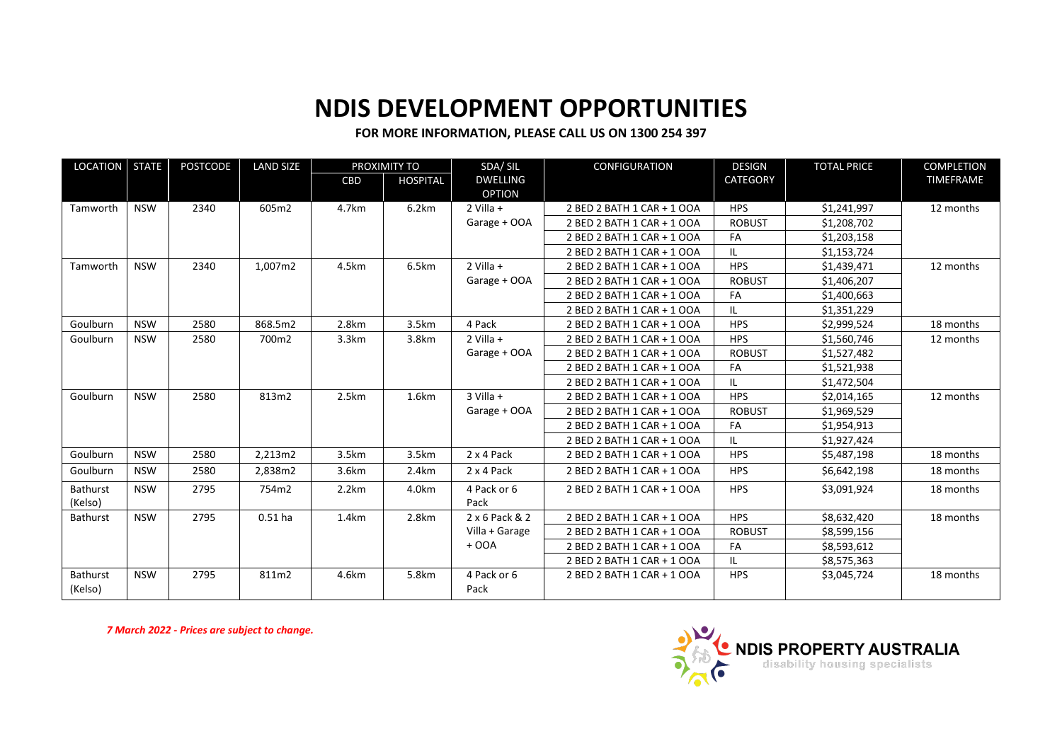# NDIS DEVELOPMENT OPPORTUNITIES

**FOR MORE INFORMATION, PLEASE CALL US ON 1300 254 397**

| LOCATION | STATE | POSTCODE | LAND SIZE | PROXIMITY TO | | SDA/ SIL DWELLING OPTION | CONFIGURATION | DESIGN CATEGORY | TOTAL PRICE | COMPLETION TIMEFRAME |
|---|---|---|---|---|---|---|---|---|---|---|
| | | | | CBD | HOSPITAL | | | | | |
| Tamworth | NSW | 2340 | 605m2 | 4.7km | 6.2km | 2 Villa + Garage + OOA | 2 BED 2 BATH 1 CAR + 1 OOA | HPS | $1,241,997 | 12 months |
| | | | | | | | 2 BED 2 BATH 1 CAR + 1 OOA | ROBUST | $1,208,702 | |
| | | | | | | | 2 BED 2 BATH 1 CAR + 1 OOA | FA | $1,203,158 | |
| | | | | | | | 2 BED 2 BATH 1 CAR + 1 OOA | IL | $1,153,724 | |
| Tamworth | NSW | 2340 | 1,007m2 | 4.5km | 6.5km | 2 Villa + Garage + OOA | 2 BED 2 BATH 1 CAR + 1 OOA | HPS | $1,439,471 | 12 months |
| | | | | | | | 2 BED 2 BATH 1 CAR + 1 OOA | ROBUST | $1,406,207 | |
| | | | | | | | 2 BED 2 BATH 1 CAR + 1 OOA | FA | $1,400,663 | |
| | | | | | | | 2 BED 2 BATH 1 CAR + 1 OOA | IL | $1,351,229 | |
| Goulburn | NSW | 2580 | 868.5m2 | 2.8km | 3.5km | 4 Pack | 2 BED 2 BATH 1 CAR + 1 OOA | HPS | $2,999,524 | 18 months |
| Goulburn | NSW | 2580 | 700m2 | 3.3km | 3.8km | 2 Villa + Garage + OOA | 2 BED 2 BATH 1 CAR + 1 OOA | HPS | $1,560,746 | 12 months |
| | | | | | | | 2 BED 2 BATH 1 CAR + 1 OOA | ROBUST | $1,527,482 | |
| | | | | | | | 2 BED 2 BATH 1 CAR + 1 OOA | FA | $1,521,938 | |
| | | | | | | | 2 BED 2 BATH 1 CAR + 1 OOA | IL | $1,472,504 | |
| Goulburn | NSW | 2580 | 813m2 | 2.5km | 1.6km | 3 Villa + Garage + OOA | 2 BED 2 BATH 1 CAR + 1 OOA | HPS | $2,014,165 | 12 months |
| | | | | | | | 2 BED 2 BATH 1 CAR + 1 OOA | ROBUST | $1,969,529 | |
| | | | | | | | 2 BED 2 BATH 1 CAR + 1 OOA | FA | $1,954,913 | |
| | | | | | | | 2 BED 2 BATH 1 CAR + 1 OOA | IL | $1,927,424 | |
| Goulburn | NSW | 2580 | 2,213m2 | 3.5km | 3.5km | 2 x 4 Pack | 2 BED 2 BATH 1 CAR + 1 OOA | HPS | $5,487,198 | 18 months |
| Goulburn | NSW | 2580 | 2,838m2 | 3.6km | 2.4km | 2 x 4 Pack | 2 BED 2 BATH 1 CAR + 1 OOA | HPS | $6,642,198 | 18 months |
| Bathurst (Kelso) | NSW | 2795 | 754m2 | 2.2km | 4.0km | 4 Pack or 6 Pack | 2 BED 2 BATH 1 CAR + 1 OOA | HPS | $3,091,924 | 18 months |
| Bathurst | NSW | 2795 | 0.51 ha | 1.4km | 2.8km | 2 x 6 Pack & 2 Villa + Garage + OOA | 2 BED 2 BATH 1 CAR + 1 OOA | HPS | $8,632,420 | 18 months |
| | | | | | | | 2 BED 2 BATH 1 CAR + 1 OOA | ROBUST | $8,599,156 | |
| | | | | | | | 2 BED 2 BATH 1 CAR + 1 OOA | FA | $8,593,612 | |
| | | | | | | | 2 BED 2 BATH 1 CAR + 1 OOA | IL | $8,575,363 | |
| Bathurst (Kelso) | NSW | 2795 | 811m2 | 4.6km | 5.8km | 4 Pack or 6 Pack | 2 BED 2 BATH 1 CAR + 1 OOA | HPS | $3,045,724 | 18 months |

***7 March 2022 - Prices are subject to change.***

NDIS PROPERTY AUSTRALIA
disability housing specialists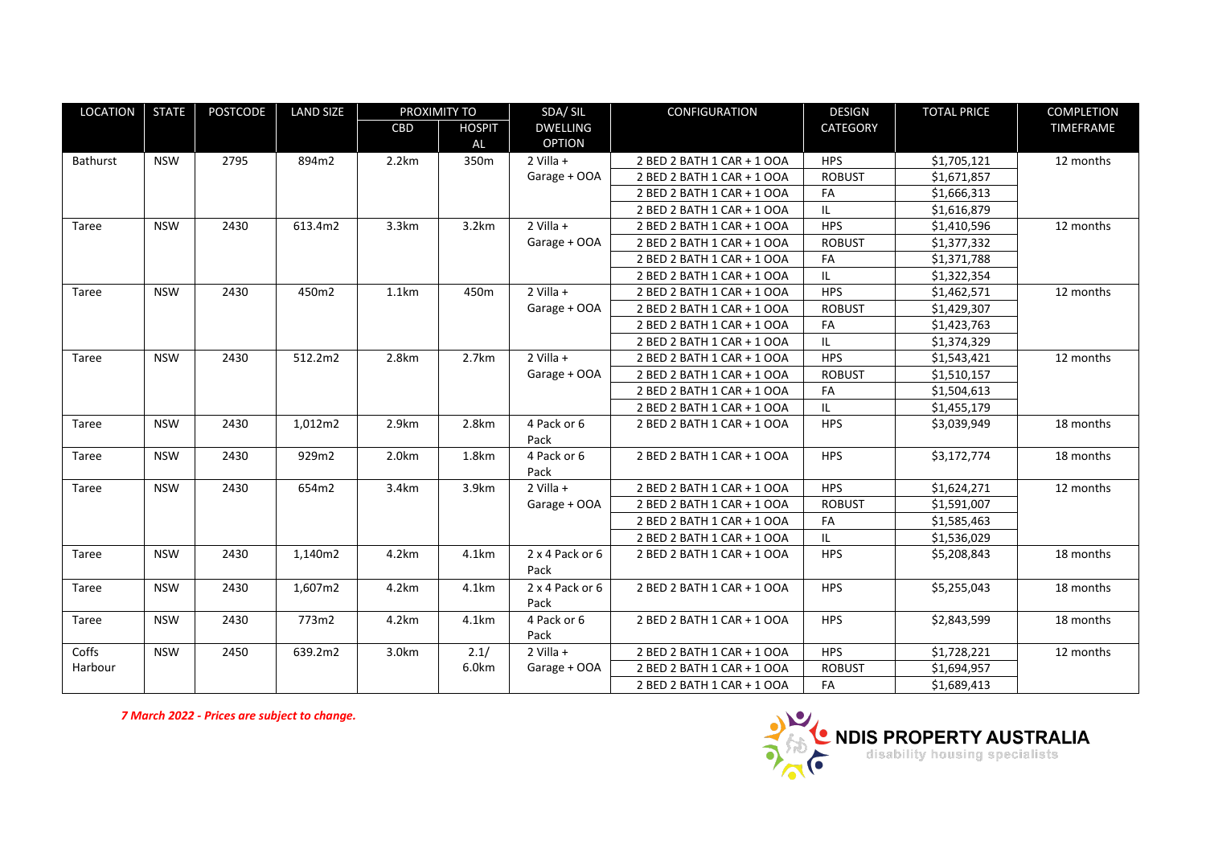| LOCATION | STATE | POSTCODE | LAND SIZE | PROXIMITY TO | | SDA/ SIL DWELLING OPTION | CONFIGURATION | DESIGN CATEGORY | TOTAL PRICE | COMPLETION TIMEFRAME |
|---|---|---|---|---|---|---|---|---|---|---|
| | | | | CBD | HOSPITAL | | | | | |
| Bathurst | NSW | 2795 | 894m2 | 2.2km | 350m | 2 Villa + Garage + OOA | 2 BED 2 BATH 1 CAR + 1 OOA | HPS | $1,705,121 | 12 months |
| | | | | | | | 2 BED 2 BATH 1 CAR + 1 OOA | ROBUST | $1,671,857 | |
| | | | | | | | 2 BED 2 BATH 1 CAR + 1 OOA | FA | $1,666,313 | |
| | | | | | | | 2 BED 2 BATH 1 CAR + 1 OOA | IL | $1,616,879 | |
| Taree | NSW | 2430 | 613.4m2 | 3.3km | 3.2km | 2 Villa + Garage + OOA | 2 BED 2 BATH 1 CAR + 1 OOA | HPS | $1,410,596 | 12 months |
| | | | | | | | 2 BED 2 BATH 1 CAR + 1 OOA | ROBUST | $1,377,332 | |
| | | | | | | | 2 BED 2 BATH 1 CAR + 1 OOA | FA | $1,371,788 | |
| | | | | | | | 2 BED 2 BATH 1 CAR + 1 OOA | IL | $1,322,354 | |
| Taree | NSW | 2430 | 450m2 | 1.1km | 450m | 2 Villa + Garage + OOA | 2 BED 2 BATH 1 CAR + 1 OOA | HPS | $1,462,571 | 12 months |
| | | | | | | | 2 BED 2 BATH 1 CAR + 1 OOA | ROBUST | $1,429,307 | |
| | | | | | | | 2 BED 2 BATH 1 CAR + 1 OOA | FA | $1,423,763 | |
| | | | | | | | 2 BED 2 BATH 1 CAR + 1 OOA | IL | $1,374,329 | |
| Taree | NSW | 2430 | 512.2m2 | 2.8km | 2.7km | 2 Villa + Garage + OOA | 2 BED 2 BATH 1 CAR + 1 OOA | HPS | $1,543,421 | 12 months |
| | | | | | | | 2 BED 2 BATH 1 CAR + 1 OOA | ROBUST | $1,510,157 | |
| | | | | | | | 2 BED 2 BATH 1 CAR + 1 OOA | FA | $1,504,613 | |
| | | | | | | | 2 BED 2 BATH 1 CAR + 1 OOA | IL | $1,455,179 | |
| Taree | NSW | 2430 | 1,012m2 | 2.9km | 2.8km | 4 Pack or 6 Pack | 2 BED 2 BATH 1 CAR + 1 OOA | HPS | $3,039,949 | 18 months |
| Taree | NSW | 2430 | 929m2 | 2.0km | 1.8km | 4 Pack or 6 Pack | 2 BED 2 BATH 1 CAR + 1 OOA | HPS | $3,172,774 | 18 months |
| Taree | NSW | 2430 | 654m2 | 3.4km | 3.9km | 2 Villa + Garage + OOA | 2 BED 2 BATH 1 CAR + 1 OOA | HPS | $1,624,271 | 12 months |
| | | | | | | | 2 BED 2 BATH 1 CAR + 1 OOA | ROBUST | $1,591,007 | |
| | | | | | | | 2 BED 2 BATH 1 CAR + 1 OOA | FA | $1,585,463 | |
| | | | | | | | 2 BED 2 BATH 1 CAR + 1 OOA | IL | $1,536,029 | |
| Taree | NSW | 2430 | 1,140m2 | 4.2km | 4.1km | 2 x 4 Pack or 6 Pack | 2 BED 2 BATH 1 CAR + 1 OOA | HPS | $5,208,843 | 18 months |
| Taree | NSW | 2430 | 1,607m2 | 4.2km | 4.1km | 2 x 4 Pack or 6 Pack | 2 BED 2 BATH 1 CAR + 1 OOA | HPS | $5,255,043 | 18 months |
| Taree | NSW | 2430 | 773m2 | 4.2km | 4.1km | 4 Pack or 6 Pack | 2 BED 2 BATH 1 CAR + 1 OOA | HPS | $2,843,599 | 18 months |
| Coffs Harbour | NSW | 2450 | 639.2m2 | 3.0km | 2.1/ 6.0km | 2 Villa + Garage + OOA | 2 BED 2 BATH 1 CAR + 1 OOA | HPS | $1,728,221 | 12 months |
| | | | | | | | 2 BED 2 BATH 1 CAR + 1 OOA | ROBUST | $1,694,957 | |
| | | | | | | | 2 BED 2 BATH 1 CAR + 1 OOA | FA | $1,689,413 | |

***7 March 2022 - Prices are subject to change.***

NDIS PROPERTY AUSTRALIA
disability housing specialists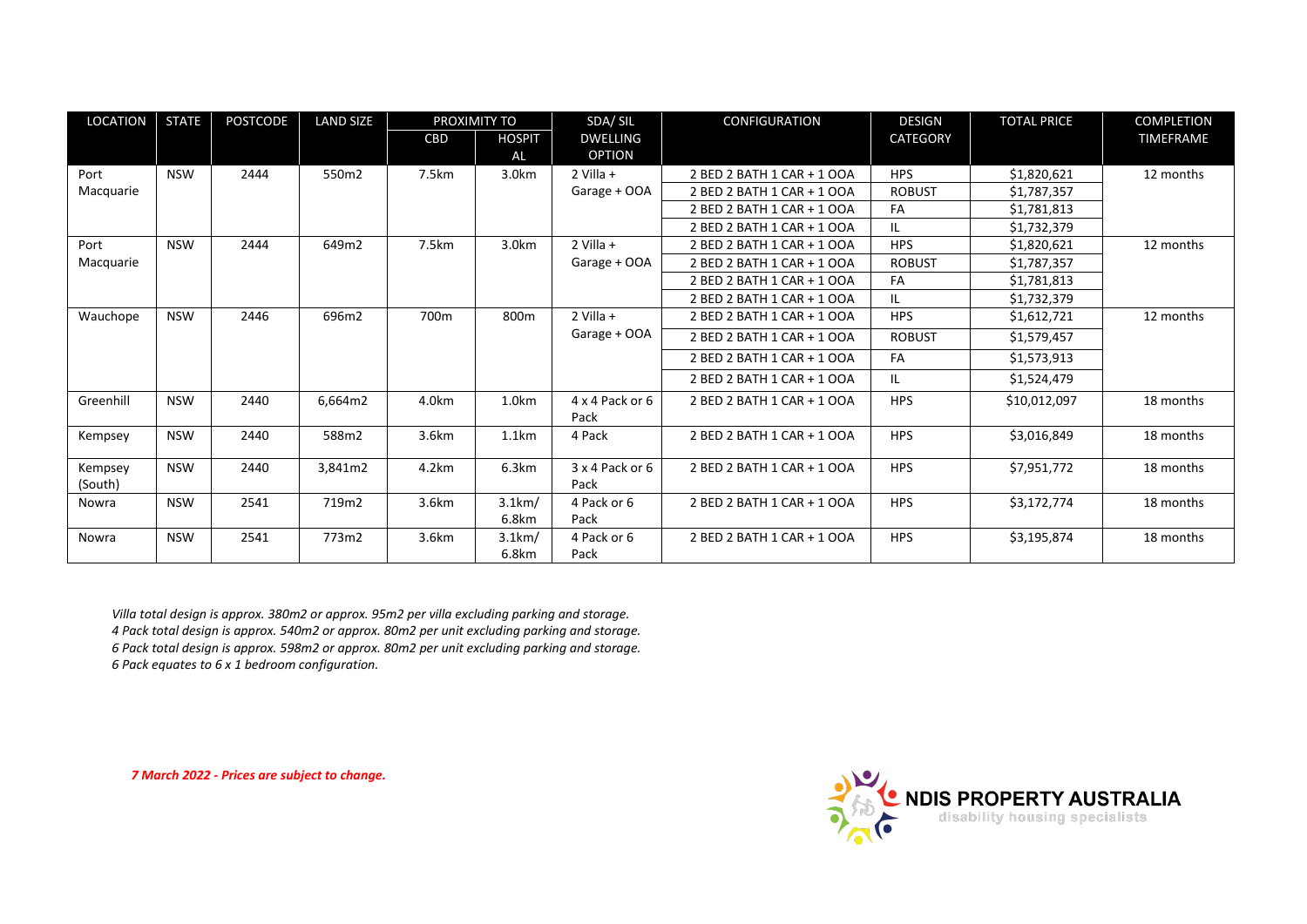| LOCATION | STATE | POSTCODE | LAND SIZE | PROXIMITY TO | | SDA/ SIL DWELLING OPTION | CONFIGURATION | DESIGN CATEGORY | TOTAL PRICE | COMPLETION TIMEFRAME |
|---|---|---|---|---|---|---|---|---|---|---|
| | | | | CBD | HOSPITAL | | | | | |
| Port Macquarie | NSW | 2444 | 550m2 | 7.5km | 3.0km | 2 Villa + Garage + OOA | 2 BED 2 BATH 1 CAR + 1 OOA | HPS | $1,820,621 | 12 months |
| | | | | | | | 2 BED 2 BATH 1 CAR + 1 OOA | ROBUST | $1,787,357 | |
| | | | | | | | 2 BED 2 BATH 1 CAR + 1 OOA | FA | $1,781,813 | |
| | | | | | | | 2 BED 2 BATH 1 CAR + 1 OOA | IL | $1,732,379 | |
| Port Macquarie | NSW | 2444 | 649m2 | 7.5km | 3.0km | 2 Villa + Garage + OOA | 2 BED 2 BATH 1 CAR + 1 OOA | HPS | $1,820,621 | 12 months |
| | | | | | | | 2 BED 2 BATH 1 CAR + 1 OOA | ROBUST | $1,787,357 | |
| | | | | | | | 2 BED 2 BATH 1 CAR + 1 OOA | FA | $1,781,813 | |
| | | | | | | | 2 BED 2 BATH 1 CAR + 1 OOA | IL | $1,732,379 | |
| Wauchope | NSW | 2446 | 696m2 | 700m | 800m | 2 Villa + Garage + OOA | 2 BED 2 BATH 1 CAR + 1 OOA | HPS | $1,612,721 | 12 months |
| | | | | | | | 2 BED 2 BATH 1 CAR + 1 OOA | ROBUST | $1,579,457 | |
| | | | | | | | 2 BED 2 BATH 1 CAR + 1 OOA | FA | $1,573,913 | |
| | | | | | | | 2 BED 2 BATH 1 CAR + 1 OOA | IL | $1,524,479 | |
| Greenhill | NSW | 2440 | 6,664m2 | 4.0km | 1.0km | 4 x 4 Pack or 6 Pack | 2 BED 2 BATH 1 CAR + 1 OOA | HPS | $10,012,097 | 18 months |
| Kempsey | NSW | 2440 | 588m2 | 3.6km | 1.1km | 4 Pack | 2 BED 2 BATH 1 CAR + 1 OOA | HPS | $3,016,849 | 18 months |
| Kempsey (South) | NSW | 2440 | 3,841m2 | 4.2km | 6.3km | 3 x 4 Pack or 6 Pack | 2 BED 2 BATH 1 CAR + 1 OOA | HPS | $7,951,772 | 18 months |
| Nowra | NSW | 2541 | 719m2 | 3.6km | 3.1km/ 6.8km | 4 Pack or 6 Pack | 2 BED 2 BATH 1 CAR + 1 OOA | HPS | $3,172,774 | 18 months |
| Nowra | NSW | 2541 | 773m2 | 3.6km | 3.1km/ 6.8km | 4 Pack or 6 Pack | 2 BED 2 BATH 1 CAR + 1 OOA | HPS | $3,195,874 | 18 months |

*Villa total design is approx. 380m2 or approx. 95m2 per villa excluding parking and storage.*
*4 Pack total design is approx. 540m2 or approx. 80m2 per unit excluding parking and storage.*
*6 Pack total design is approx. 598m2 or approx. 80m2 per unit excluding parking and storage.*
*6 Pack equates to 6 x 1 bedroom configuration.*

***7 March 2022 - Prices are subject to change.***

NDIS PROPERTY AUSTRALIA
disability housing specialists